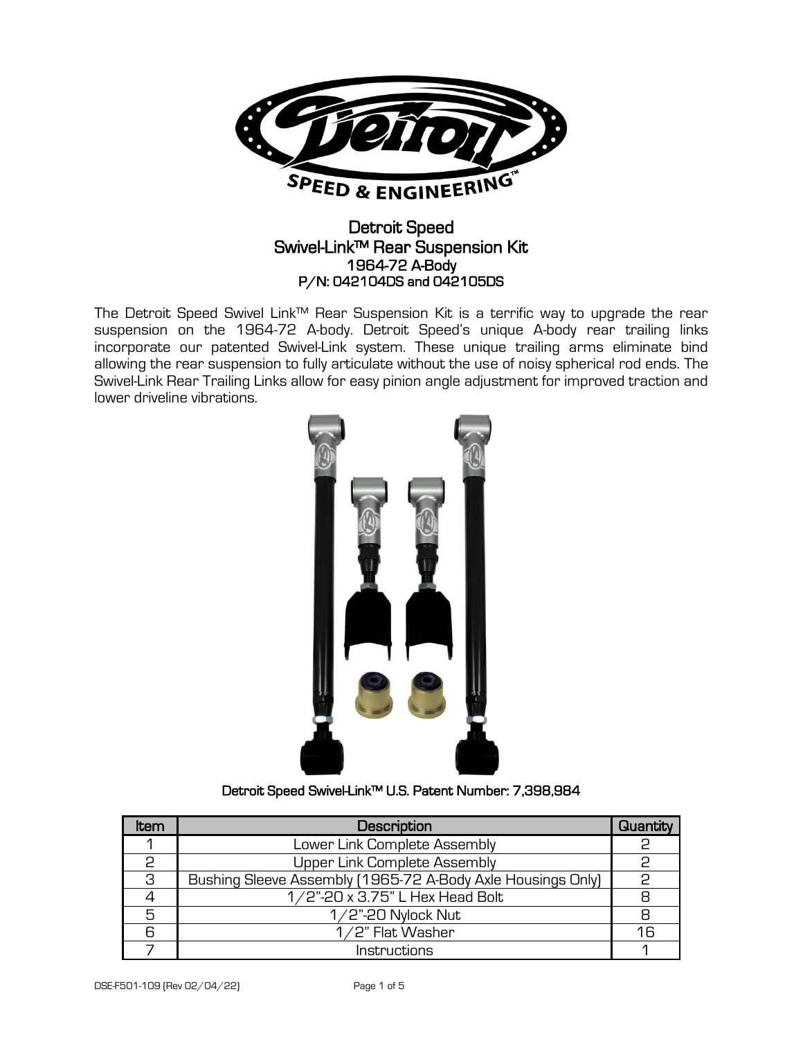# Detroit Speed
## Swivel-Link™ Rear Suspension Kit
### 1964-72 A-Body
### P/N: 042104DS and 042105DS

The Detroit Speed Swivel Link™ Rear Suspension Kit is a terrific way to upgrade the rear suspension on the 1964-72 A-body. Detroit Speed's unique A-body rear trailing links incorporate our patented Swivel-Link system. These unique trailing arms eliminate bind allowing the rear suspension to fully articulate without the use of noisy spherical rod ends. The Swivel-Link Rear Trailing Links allow for easy pinion angle adjustment for improved traction and lower driveline vibrations.

**Detroit Speed Swivel-Link™ U.S. Patent Number: 7,398,984**

| Item | Description | Quantity |
|---|---|---|
| 1 | Lower Link Complete Assembly | 2 |
| 2 | Upper Link Complete Assembly | 2 |
| 3 | Bushing Sleeve Assembly (1965-72 A-Body Axle Housings Only) | 2 |
| 4 | 1/2"-20 x 3.75" L Hex Head Bolt | 8 |
| 5 | 1/2"-20 Nylock Nut | 8 |
| 6 | 1/2" Flat Washer | 16 |
| 7 | Instructions | 1 |

DSE-F501-109 (Rev 02/04/22)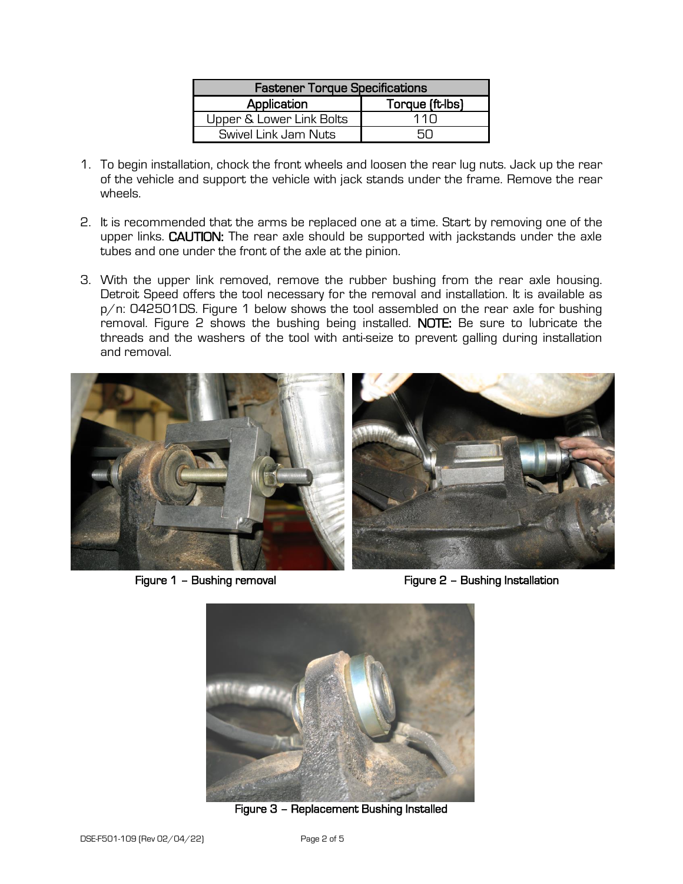| Fastener Torque Specifications | |
| --- | --- |
| **Application** | **Torque (ft-lbs)** |
| Upper & Lower Link Bolts | 110 |
| Swivel Link Jam Nuts | 50 |

1. To begin installation, chock the front wheels and loosen the rear lug nuts. Jack up the rear of the vehicle and support the vehicle with jack stands under the frame. Remove the rear wheels.

2. It is recommended that the arms be replaced one at a time. Start by removing one of the upper links. **CAUTION:** The rear axle should be supported with jackstands under the axle tubes and one under the front of the axle at the pinion.

3. With the upper link removed, remove the rubber bushing from the rear axle housing. Detroit Speed offers the tool necessary for the removal and installation. It is available as p/n: 042501DS. Figure 1 below shows the tool assembled on the rear axle for bushing removal. Figure 2 shows the bushing being installed. **NOTE:** Be sure to lubricate the threads and the washers of the tool with anti-seize to prevent galling during installation and removal.

**Figure 1 – Bushing removal**

**Figure 2 – Bushing Installation**

**Figure 3 – Replacement Bushing Installed**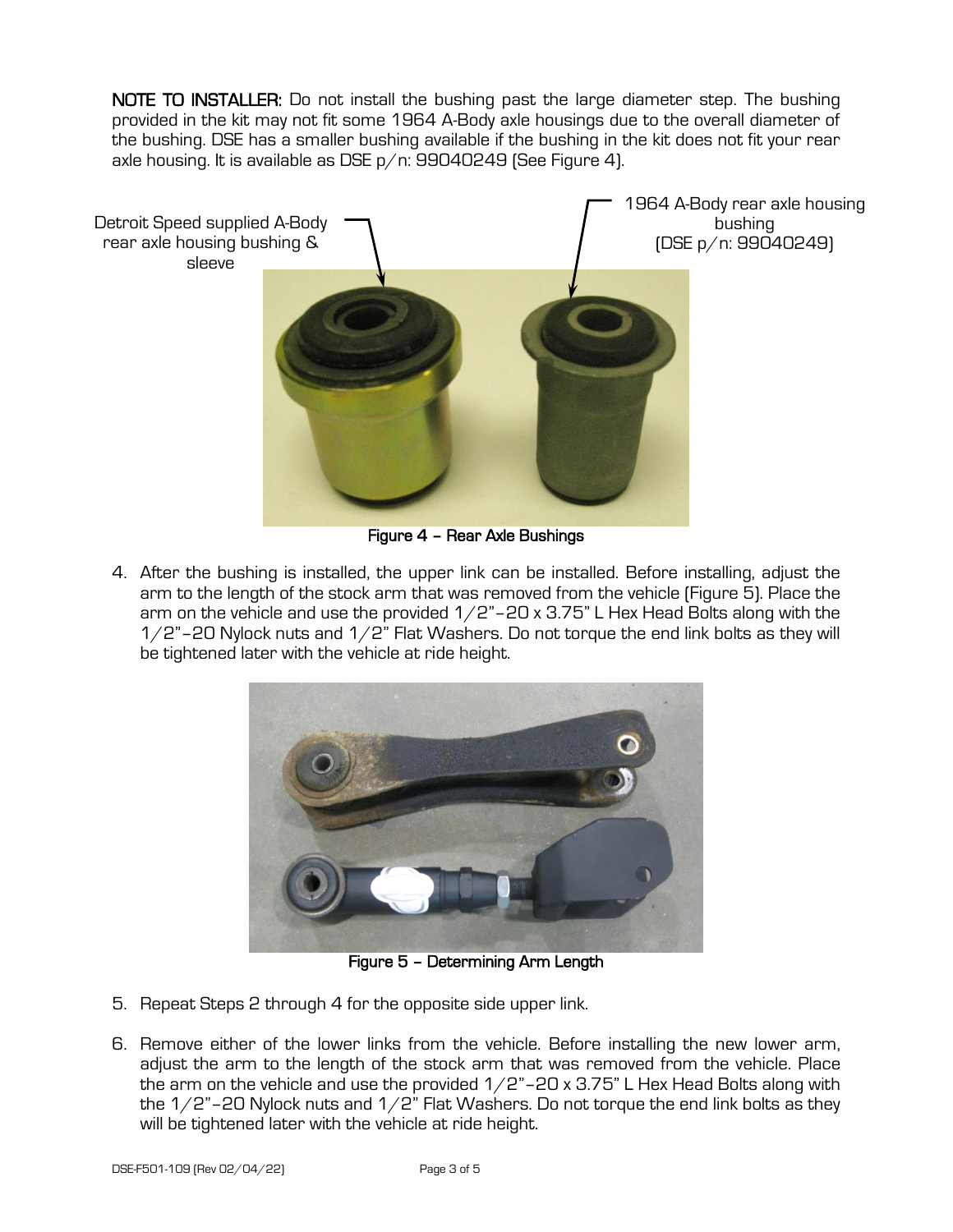**NOTE TO INSTALLER:** Do not install the bushing past the large diameter step. The bushing provided in the kit may not fit some 1964 A-Body axle housings due to the overall diameter of the bushing. DSE has a smaller bushing available if the bushing in the kit does not fit your rear axle housing. It is available as DSE p/n: 99040249 (See Figure 4).

Detroit Speed supplied A-Body rear axle housing bushing & sleeve

1964 A-Body rear axle housing bushing (DSE p/n: 99040249)

**Figure 4 – Rear Axle Bushings**

4. After the bushing is installed, the upper link can be installed. Before installing, adjust the arm to the length of the stock arm that was removed from the vehicle (Figure 5). Place the arm on the vehicle and use the provided 1/2"-20 x 3.75" L Hex Head Bolts along with the 1/2"-20 Nylock nuts and 1/2" Flat Washers. Do not torque the end link bolts as they will be tightened later with the vehicle at ride height.

**Figure 5 – Determining Arm Length**

5. Repeat Steps 2 through 4 for the opposite side upper link.

6. Remove either of the lower links from the vehicle. Before installing the new lower arm, adjust the arm to the length of the stock arm that was removed from the vehicle. Place the arm on the vehicle and use the provided 1/2"-20 x 3.75" L Hex Head Bolts along with the 1/2"-20 Nylock nuts and 1/2" Flat Washers. Do not torque the end link bolts as they will be tightened later with the vehicle at ride height.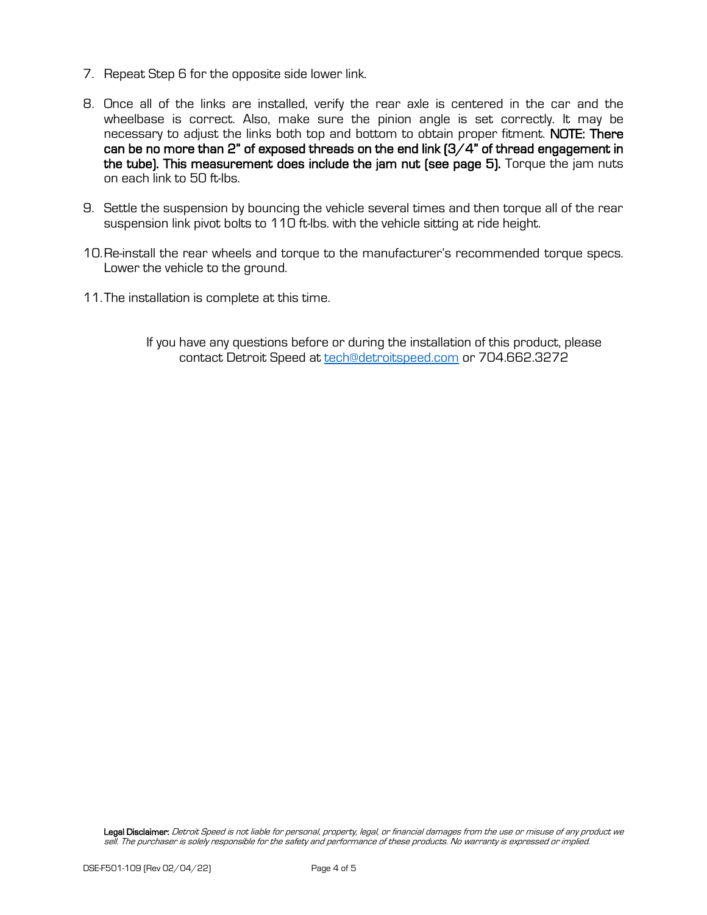7. Repeat Step 6 for the opposite side lower link.

8. Once all of the links are installed, verify the rear axle is centered in the car and the wheelbase is correct. Also, make sure the pinion angle is set correctly. It may be necessary to adjust the links both top and bottom to obtain proper fitment. **NOTE: There can be no more than 2" of exposed threads on the end link (3/4" of thread engagement in the tube). This measurement does include the jam nut (see page 5).** Torque the jam nuts on each link to 50 ft-lbs.

9. Settle the suspension by bouncing the vehicle several times and then torque all of the rear suspension link pivot bolts to 110 ft-lbs. with the vehicle sitting at ride height.

10. Re-install the rear wheels and torque to the manufacturer's recommended torque specs. Lower the vehicle to the ground.

11. The installation is complete at this time.

If you have any questions before or during the installation of this product, please contact Detroit Speed at tech@detroitspeed.com or 704.662.3272

**Legal Disclaimer:** *Detroit Speed is not liable for personal, property, legal, or financial damages from the use or misuse of any product we sell. The purchaser is solely responsible for the safety and performance of these products. No warranty is expressed or implied.*

DSE-F501-109 (Rev 02/04/22)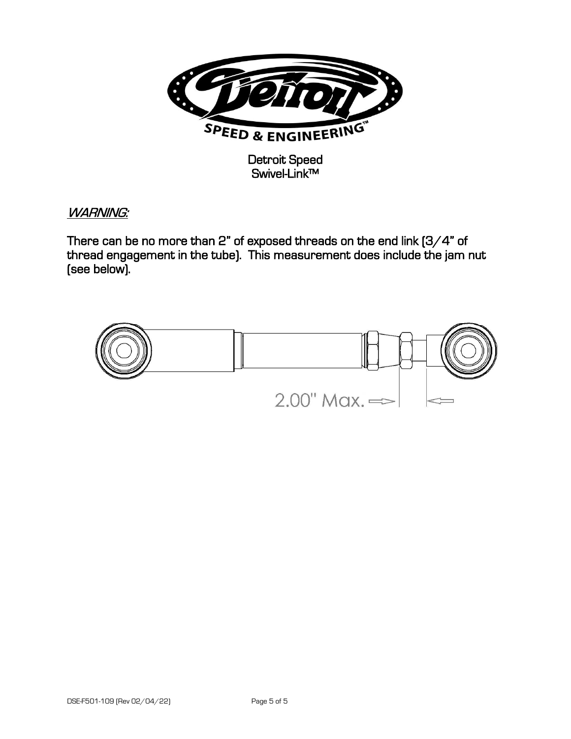Detroit Speed
Swivel-Link™

*WARNING:*

There can be no more than 2" of exposed threads on the end link (3/4" of thread engagement in the tube). This measurement does include the jam nut (see below).

2.00" Max.

DSE-F501-109 (Rev 02/04/22)